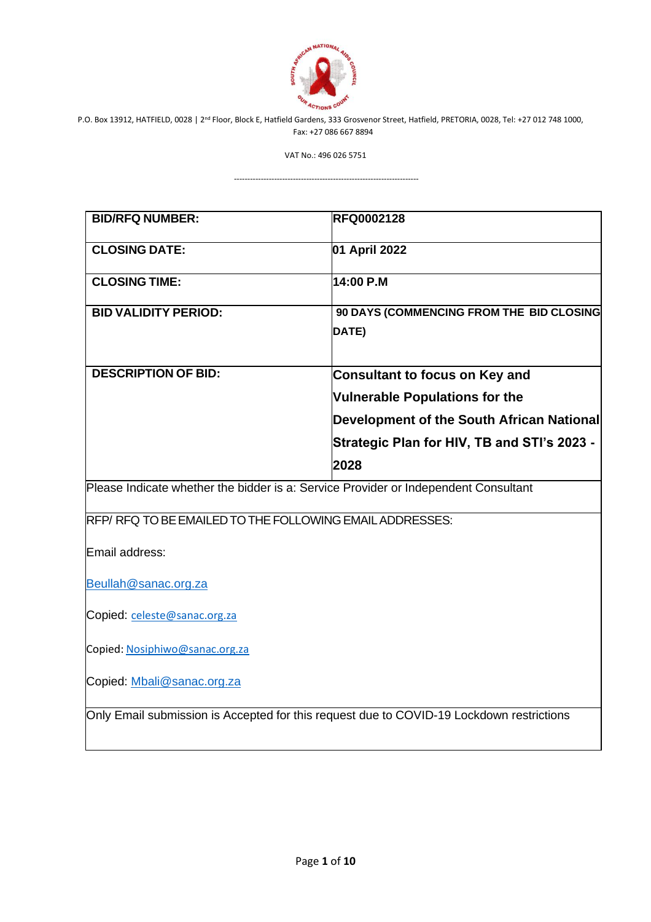P.O. Box 13912, HATFIELD, 0028 | 2nd Floor, Block E, Hatfield Gardens, 333 Grosvenor Street, Hatfield, PRETORIA, 0028, Tel: +27 012 748 1000, Fax: +27 086 667 8894

VAT No.: 496 026 5751

---

| **BID/RFQ NUMBER:** | **RFQ0002128** |
|---|---|
| **CLOSING DATE:** | **01 April 2022** |
| **CLOSING TIME:** | **14:00 P.M** |
| **BID VALIDITY PERIOD:** | **90 DAYS (COMMENCING FROM THE BID CLOSING DATE)** |
| **DESCRIPTION OF BID:** | **Consultant to focus on Key and Vulnerable Populations for the Development of the South African National Strategic Plan for HIV, TB and STI's 2023 - 2028** |
| Please Indicate whether the bidder is a: Service Provider or Independent Consultant | |
| RFP/ RFQ TO BE EMAILED TO THE FOLLOWING EMAIL ADDRESSES:<br><br>Email address:<br><br>Beullah@sanac.org.za<br><br>Copied: celeste@sanac.org.za<br><br>Copied: Nosiphiwo@sanac.org.za<br><br>Copied: Mbali@sanac.org.za | |
| Only Email submission is Accepted for this request due to COVID-19 Lockdown restrictions | |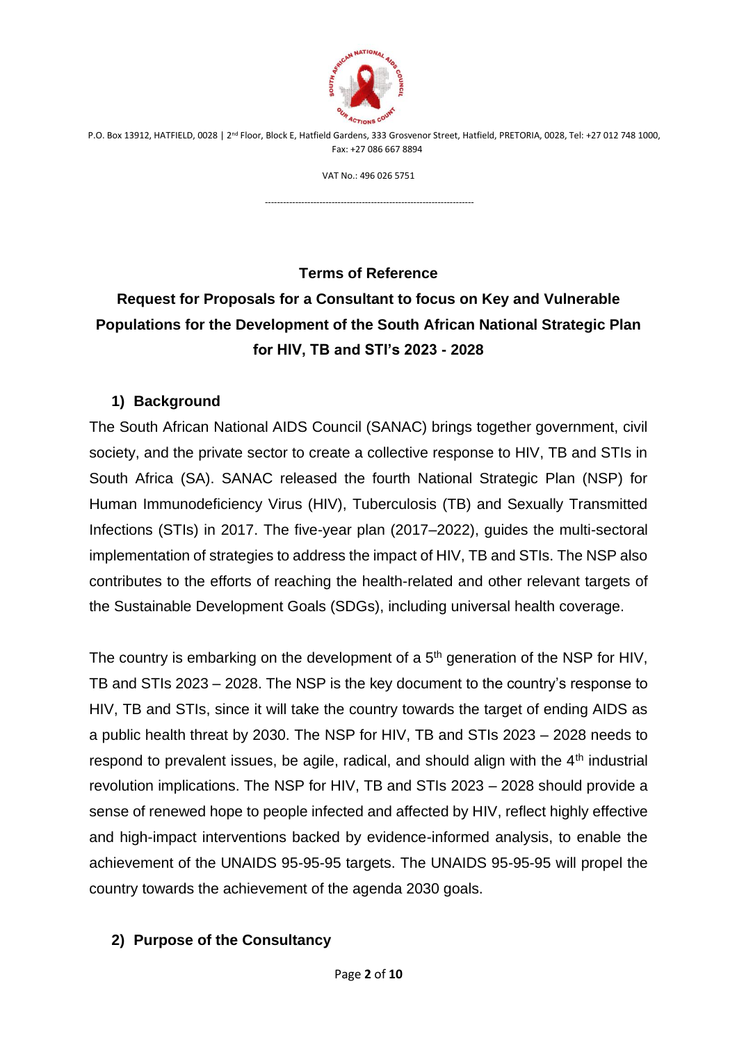P.O. Box 13912, HATFIELD, 0028 | 2nd Floor, Block E, Hatfield Gardens, 333 Grosvenor Street, Hatfield, PRETORIA, 0028, Tel: +27 012 748 1000, Fax: +27 086 667 8894

VAT No.: 496 026 5751

---

**Terms of Reference**

**Request for Proposals for a Consultant to focus on Key and Vulnerable Populations for the Development of the South African National Strategic Plan for HIV, TB and STI's 2023 - 2028**

## 1) Background

The South African National AIDS Council (SANAC) brings together government, civil society, and the private sector to create a collective response to HIV, TB and STIs in South Africa (SA). SANAC released the fourth National Strategic Plan (NSP) for Human Immunodeficiency Virus (HIV), Tuberculosis (TB) and Sexually Transmitted Infections (STIs) in 2017. The five-year plan (2017–2022), guides the multi-sectoral implementation of strategies to address the impact of HIV, TB and STIs. The NSP also contributes to the efforts of reaching the health-related and other relevant targets of the Sustainable Development Goals (SDGs), including universal health coverage.

The country is embarking on the development of a 5th generation of the NSP for HIV, TB and STIs 2023 – 2028. The NSP is the key document to the country's response to HIV, TB and STIs, since it will take the country towards the target of ending AIDS as a public health threat by 2030. The NSP for HIV, TB and STIs 2023 – 2028 needs to respond to prevalent issues, be agile, radical, and should align with the 4th industrial revolution implications. The NSP for HIV, TB and STIs 2023 – 2028 should provide a sense of renewed hope to people infected and affected by HIV, reflect highly effective and high-impact interventions backed by evidence-informed analysis, to enable the achievement of the UNAIDS 95-95-95 targets. The UNAIDS 95-95-95 will propel the country towards the achievement of the agenda 2030 goals.

## 2) Purpose of the Consultancy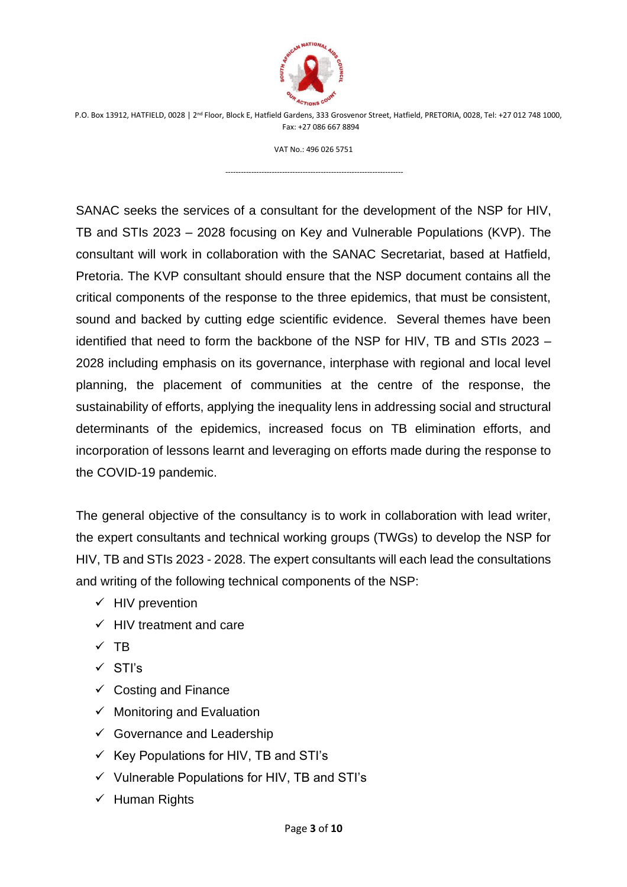SANAC seeks the services of a consultant for the development of the NSP for HIV, TB and STIs 2023 – 2028 focusing on Key and Vulnerable Populations (KVP). The consultant will work in collaboration with the SANAC Secretariat, based at Hatfield, Pretoria. The KVP consultant should ensure that the NSP document contains all the critical components of the response to the three epidemics, that must be consistent, sound and backed by cutting edge scientific evidence. Several themes have been identified that need to form the backbone of the NSP for HIV, TB and STIs 2023 – 2028 including emphasis on its governance, interphase with regional and local level planning, the placement of communities at the centre of the response, the sustainability of efforts, applying the inequality lens in addressing social and structural determinants of the epidemics, increased focus on TB elimination efforts, and incorporation of lessons learnt and leveraging on efforts made during the response to the COVID-19 pandemic.

The general objective of the consultancy is to work in collaboration with lead writer, the expert consultants and technical working groups (TWGs) to develop the NSP for HIV, TB and STIs 2023 - 2028. The expert consultants will each lead the consultations and writing of the following technical components of the NSP:

- ✓ HIV prevention
- ✓ HIV treatment and care
- ✓ TB
- ✓ STI's
- ✓ Costing and Finance
- ✓ Monitoring and Evaluation
- ✓ Governance and Leadership
- ✓ Key Populations for HIV, TB and STI's
- ✓ Vulnerable Populations for HIV, TB and STI's
- ✓ Human Rights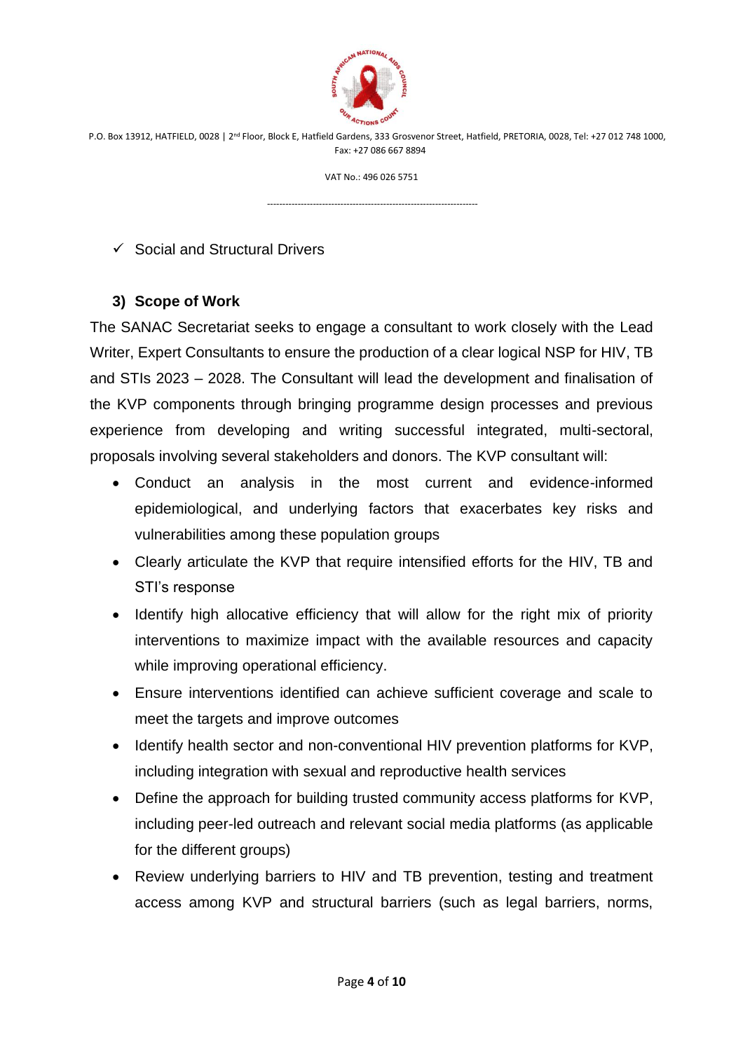- ✓ Social and Structural Drivers

### 3) Scope of Work

The SANAC Secretariat seeks to engage a consultant to work closely with the Lead Writer, Expert Consultants to ensure the production of a clear logical NSP for HIV, TB and STIs 2023 – 2028. The Consultant will lead the development and finalisation of the KVP components through bringing programme design processes and previous experience from developing and writing successful integrated, multi-sectoral, proposals involving several stakeholders and donors. The KVP consultant will:

- Conduct an analysis in the most current and evidence-informed epidemiological, and underlying factors that exacerbates key risks and vulnerabilities among these population groups
- Clearly articulate the KVP that require intensified efforts for the HIV, TB and STI's response
- Identify high allocative efficiency that will allow for the right mix of priority interventions to maximize impact with the available resources and capacity while improving operational efficiency.
- Ensure interventions identified can achieve sufficient coverage and scale to meet the targets and improve outcomes
- Identify health sector and non-conventional HIV prevention platforms for KVP, including integration with sexual and reproductive health services
- Define the approach for building trusted community access platforms for KVP, including peer-led outreach and relevant social media platforms (as applicable for the different groups)
- Review underlying barriers to HIV and TB prevention, testing and treatment access among KVP and structural barriers (such as legal barriers, norms,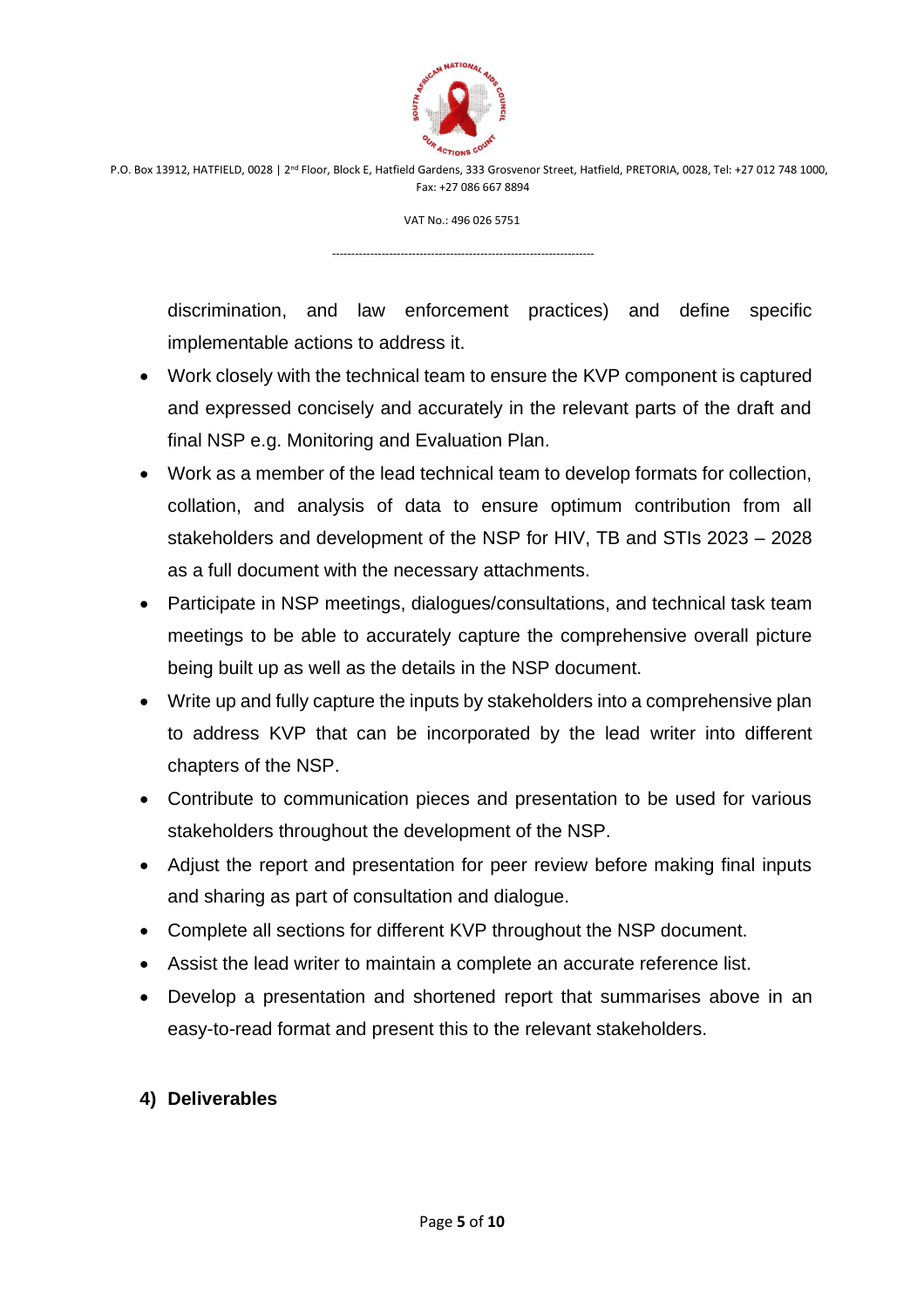discrimination, and law enforcement practices) and define specific implementable actions to address it.

- Work closely with the technical team to ensure the KVP component is captured and expressed concisely and accurately in the relevant parts of the draft and final NSP e.g. Monitoring and Evaluation Plan.
- Work as a member of the lead technical team to develop formats for collection, collation, and analysis of data to ensure optimum contribution from all stakeholders and development of the NSP for HIV, TB and STIs 2023 – 2028 as a full document with the necessary attachments.
- Participate in NSP meetings, dialogues/consultations, and technical task team meetings to be able to accurately capture the comprehensive overall picture being built up as well as the details in the NSP document.
- Write up and fully capture the inputs by stakeholders into a comprehensive plan to address KVP that can be incorporated by the lead writer into different chapters of the NSP.
- Contribute to communication pieces and presentation to be used for various stakeholders throughout the development of the NSP.
- Adjust the report and presentation for peer review before making final inputs and sharing as part of consultation and dialogue.
- Complete all sections for different KVP throughout the NSP document.
- Assist the lead writer to maintain a complete an accurate reference list.
- Develop a presentation and shortened report that summarises above in an easy-to-read format and present this to the relevant stakeholders.

## 4) Deliverables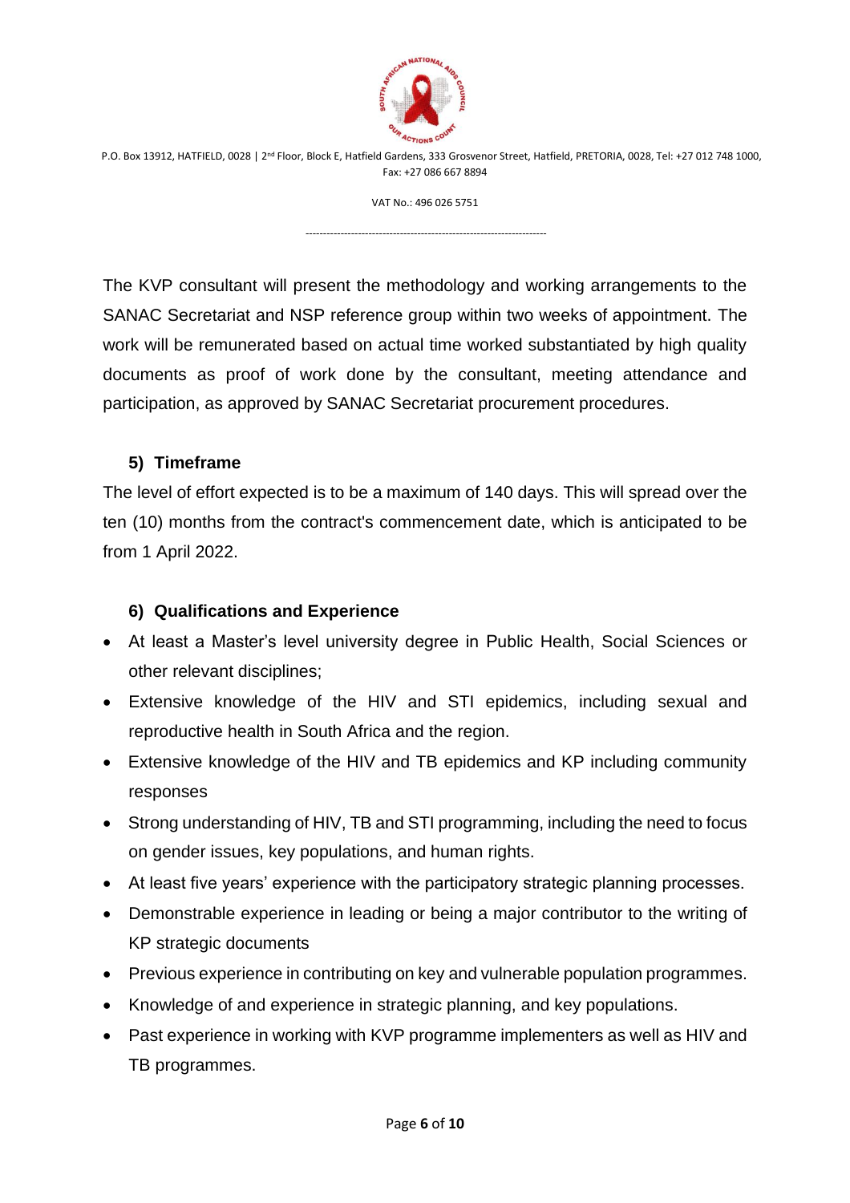The KVP consultant will present the methodology and working arrangements to the SANAC Secretariat and NSP reference group within two weeks of appointment. The work will be remunerated based on actual time worked substantiated by high quality documents as proof of work done by the consultant, meeting attendance and participation, as approved by SANAC Secretariat procurement procedures.

### 5) Timeframe

The level of effort expected is to be a maximum of 140 days. This will spread over the ten (10) months from the contract's commencement date, which is anticipated to be from 1 April 2022.

### 6) Qualifications and Experience

- At least a Master's level university degree in Public Health, Social Sciences or other relevant disciplines;
- Extensive knowledge of the HIV and STI epidemics, including sexual and reproductive health in South Africa and the region.
- Extensive knowledge of the HIV and TB epidemics and KP including community responses
- Strong understanding of HIV, TB and STI programming, including the need to focus on gender issues, key populations, and human rights.
- At least five years' experience with the participatory strategic planning processes.
- Demonstrable experience in leading or being a major contributor to the writing of KP strategic documents
- Previous experience in contributing on key and vulnerable population programmes.
- Knowledge of and experience in strategic planning, and key populations.
- Past experience in working with KVP programme implementers as well as HIV and TB programmes.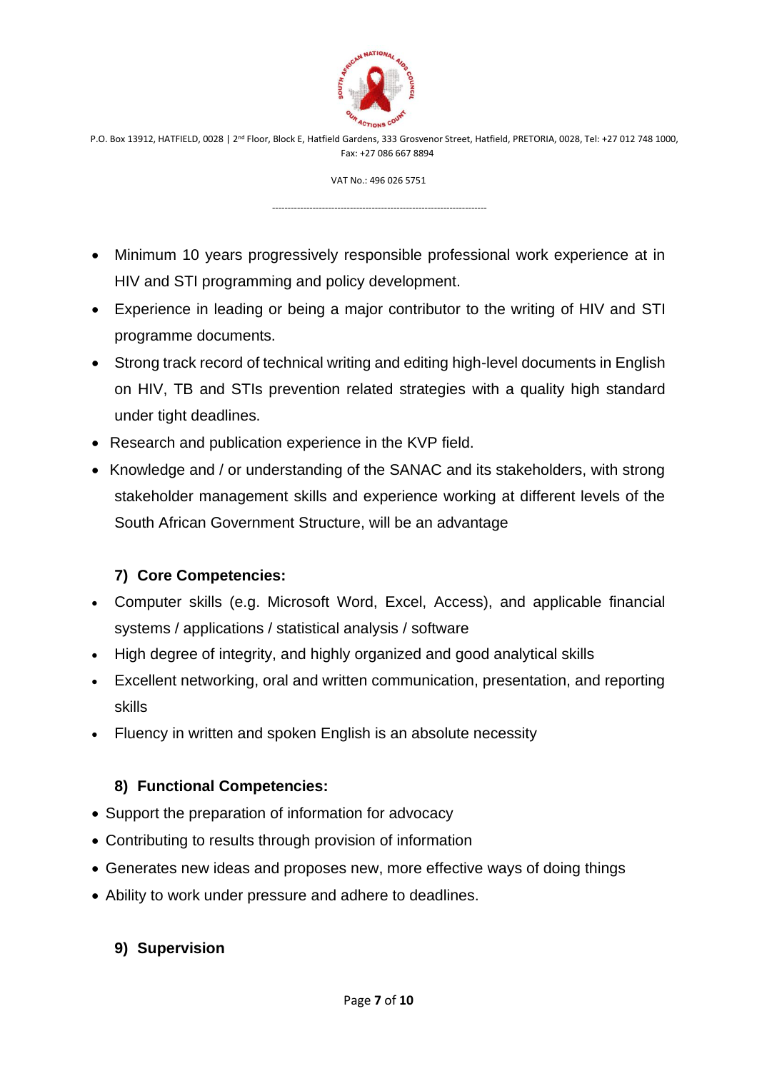- Minimum 10 years progressively responsible professional work experience at in HIV and STI programming and policy development.
- Experience in leading or being a major contributor to the writing of HIV and STI programme documents.
- Strong track record of technical writing and editing high-level documents in English on HIV, TB and STIs prevention related strategies with a quality high standard under tight deadlines.
- Research and publication experience in the KVP field.
- Knowledge and / or understanding of the SANAC and its stakeholders, with strong stakeholder management skills and experience working at different levels of the South African Government Structure, will be an advantage

### 7) Core Competencies:

- Computer skills (e.g. Microsoft Word, Excel, Access), and applicable financial systems / applications / statistical analysis / software
- High degree of integrity, and highly organized and good analytical skills
- Excellent networking, oral and written communication, presentation, and reporting skills
- Fluency in written and spoken English is an absolute necessity

### 8) Functional Competencies:

- Support the preparation of information for advocacy
- Contributing to results through provision of information
- Generates new ideas and proposes new, more effective ways of doing things
- Ability to work under pressure and adhere to deadlines.

### 9) Supervision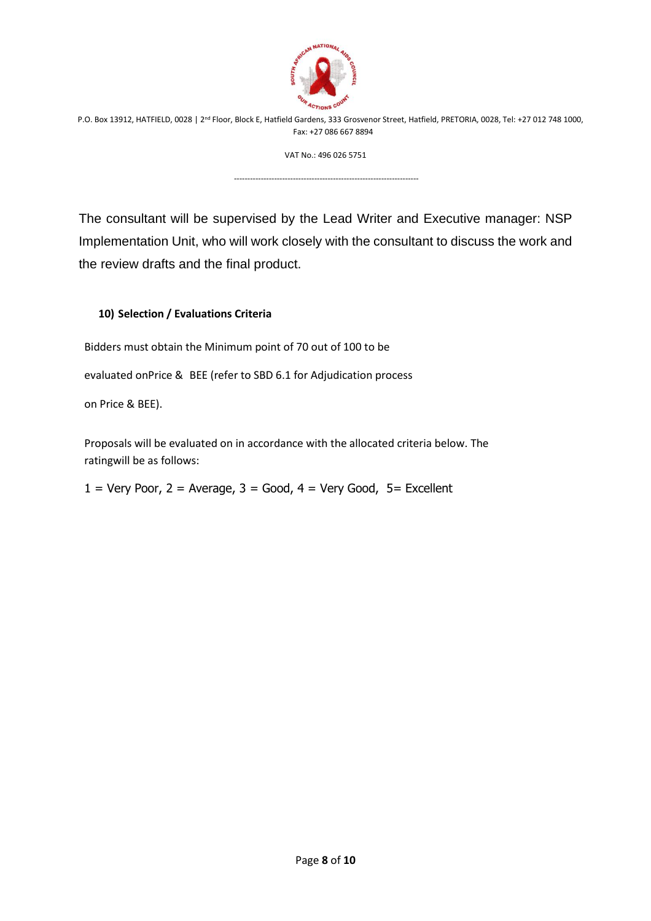The consultant will be supervised by the Lead Writer and Executive manager: NSP Implementation Unit, who will work closely with the consultant to discuss the work and the review drafts and the final product.

### 10) Selection / Evaluations Criteria

Bidders must obtain the Minimum point of 70 out of 100 to be evaluated onPrice & BEE (refer to SBD 6.1 for Adjudication process on Price & BEE).

Proposals will be evaluated on in accordance with the allocated criteria below. The ratingwill be as follows:

1 = Very Poor, 2 = Average, 3 = Good, 4 = Very Good, 5= Excellent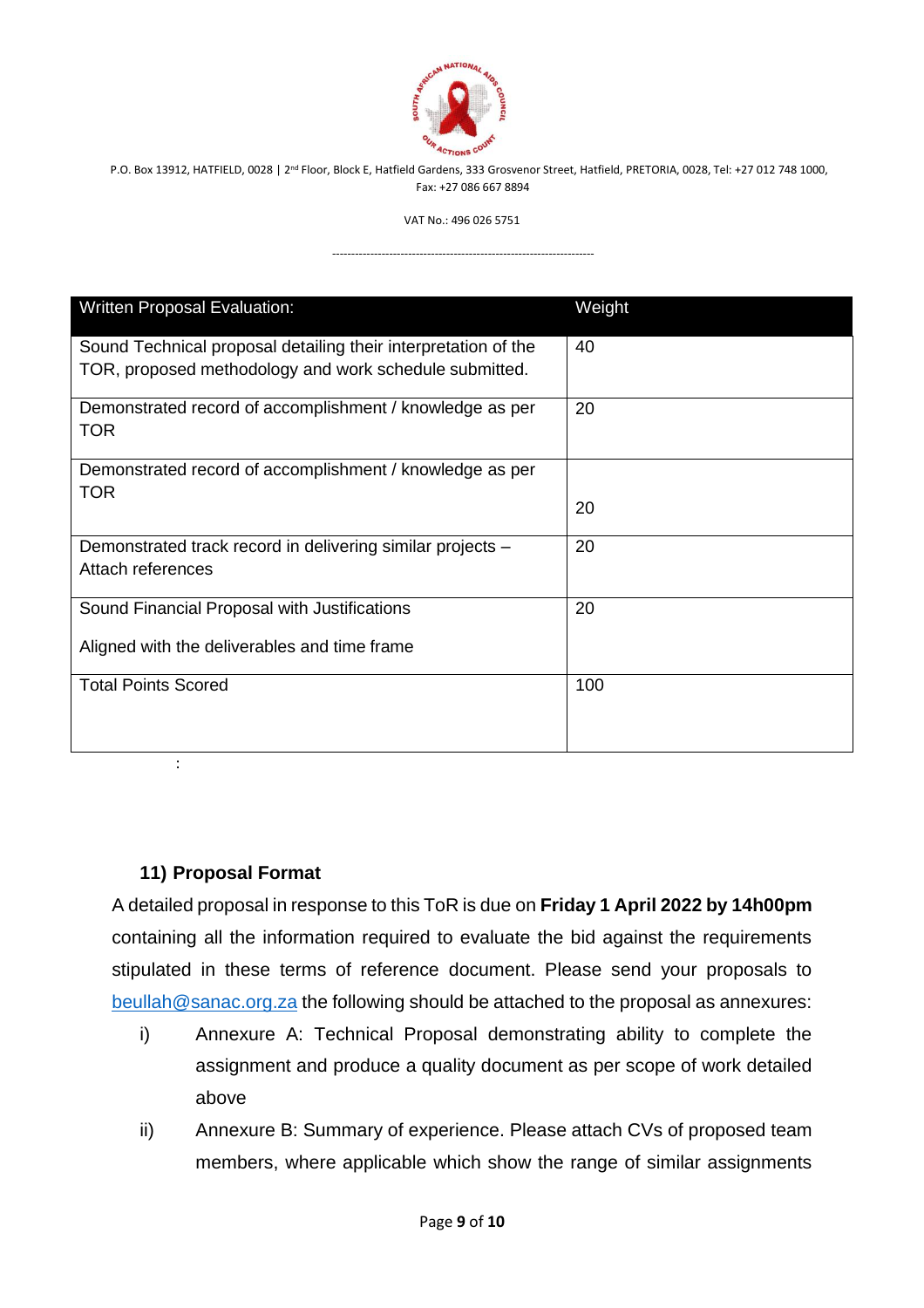| Written Proposal Evaluation: | Weight |
|---|---|
| Sound Technical proposal detailing their interpretation of the TOR, proposed methodology and work schedule submitted. | 40 |
| Demonstrated record of accomplishment / knowledge as per TOR | 20 |
| Demonstrated record of accomplishment / knowledge as per TOR | 20 |
| Demonstrated track record in delivering similar projects – Attach references | 20 |
| Sound Financial Proposal with Justifications<br><br>Aligned with the deliverables and time frame | 20 |
| Total Points Scored | 100 |

:

### 11) Proposal Format

A detailed proposal in response to this ToR is due on **Friday 1 April 2022 by 14h00pm** containing all the information required to evaluate the bid against the requirements stipulated in these terms of reference document. Please send your proposals to beullah@sanac.org.za the following should be attached to the proposal as annexures:

i) Annexure A: Technical Proposal demonstrating ability to complete the assignment and produce a quality document as per scope of work detailed above

ii) Annexure B: Summary of experience. Please attach CVs of proposed team members, where applicable which show the range of similar assignments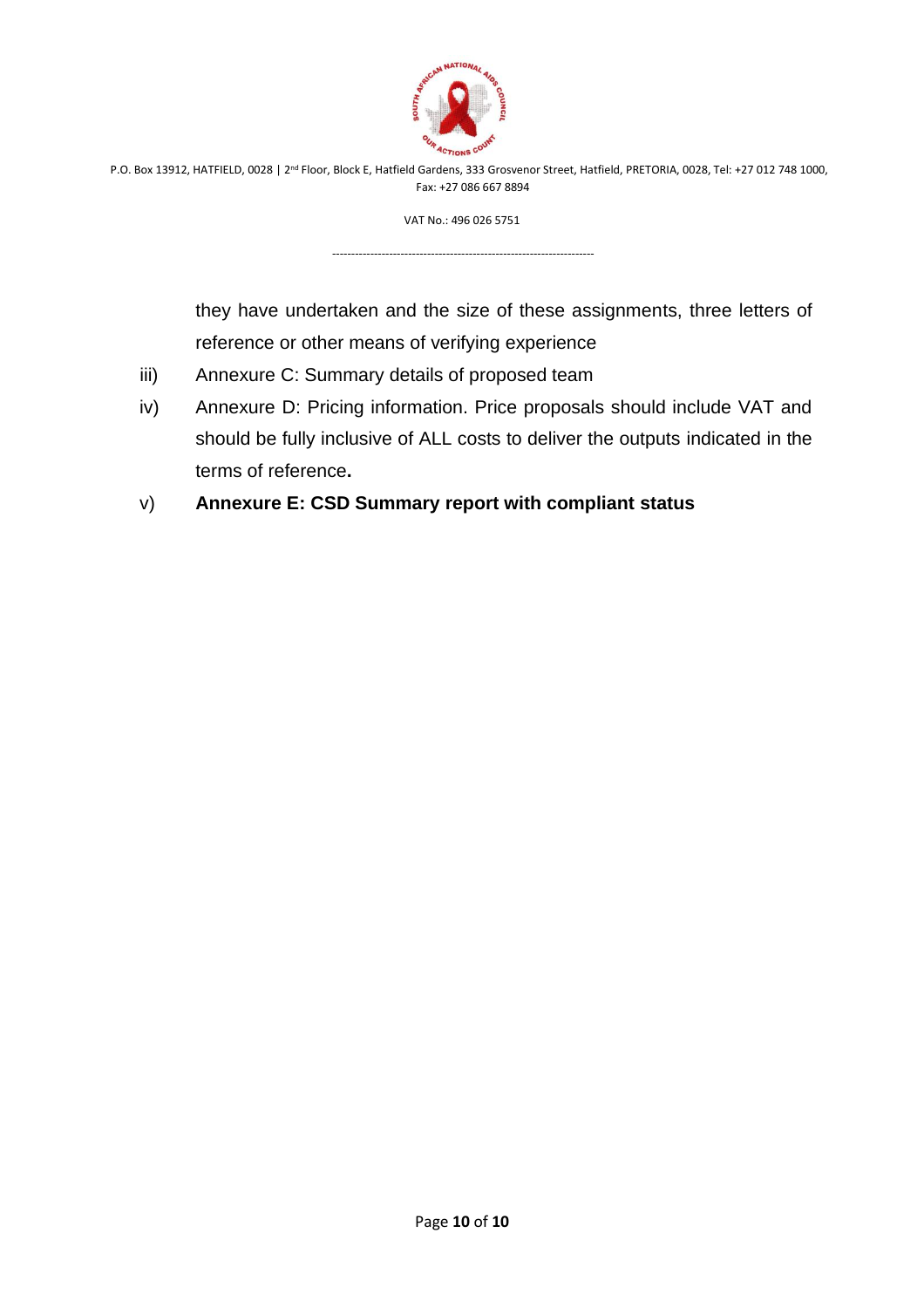they have undertaken and the size of these assignments, three letters of reference or other means of verifying experience

iii) Annexure C: Summary details of proposed team

iv) Annexure D: Pricing information. Price proposals should include VAT and should be fully inclusive of ALL costs to deliver the outputs indicated in the terms of reference**.**

v) **Annexure E: CSD Summary report with compliant status**